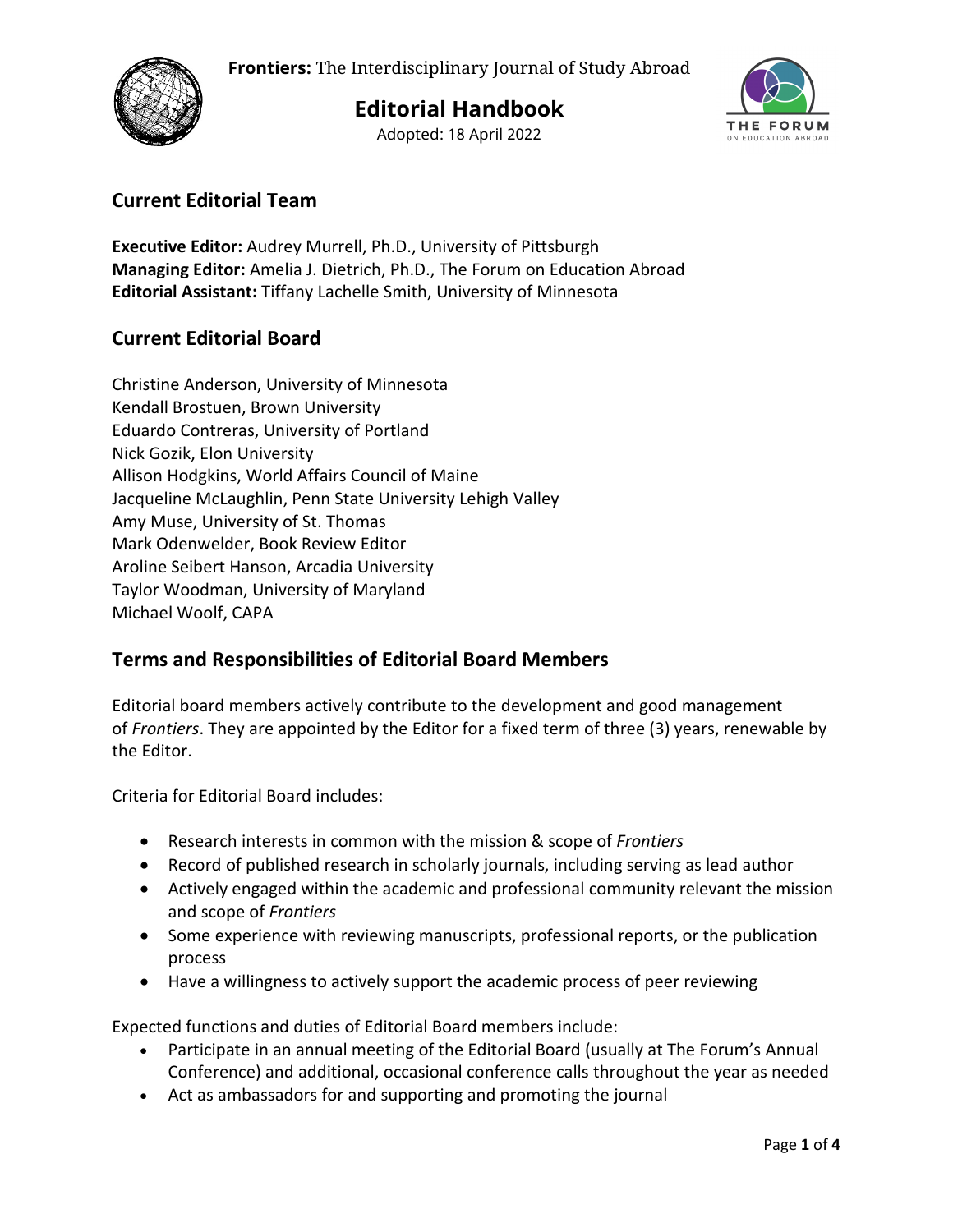**Frontiers:** The Interdisciplinary Journal of Study Abroad

# Editorial Handbook

Adopted: 18 April 2022

## Current Editorial Team

**Executive Editor:** Audrey Murrell, Ph.D., University of Pittsburgh
**Managing Editor:** Amelia J. Dietrich, Ph.D., The Forum on Education Abroad
**Editorial Assistant:** Tiffany Lachelle Smith, University of Minnesota

## Current Editorial Board

Christine Anderson, University of Minnesota
Kendall Brostuen, Brown University
Eduardo Contreras, University of Portland
Nick Gozik, Elon University
Allison Hodgkins, World Affairs Council of Maine
Jacqueline McLaughlin, Penn State University Lehigh Valley
Amy Muse, University of St. Thomas
Mark Odenwelder, Book Review Editor
Aroline Seibert Hanson, Arcadia University
Taylor Woodman, University of Maryland
Michael Woolf, CAPA

## Terms and Responsibilities of Editorial Board Members

Editorial board members actively contribute to the development and good management of *Frontiers*. They are appointed by the Editor for a fixed term of three (3) years, renewable by the Editor.

Criteria for Editorial Board includes:

- Research interests in common with the mission & scope of *Frontiers*
- Record of published research in scholarly journals, including serving as lead author
- Actively engaged within the academic and professional community relevant the mission and scope of *Frontiers*
- Some experience with reviewing manuscripts, professional reports, or the publication process
- Have a willingness to actively support the academic process of peer reviewing

Expected functions and duties of Editorial Board members include:

- Participate in an annual meeting of the Editorial Board (usually at The Forum's Annual Conference) and additional, occasional conference calls throughout the year as needed
- Act as ambassadors for and supporting and promoting the journal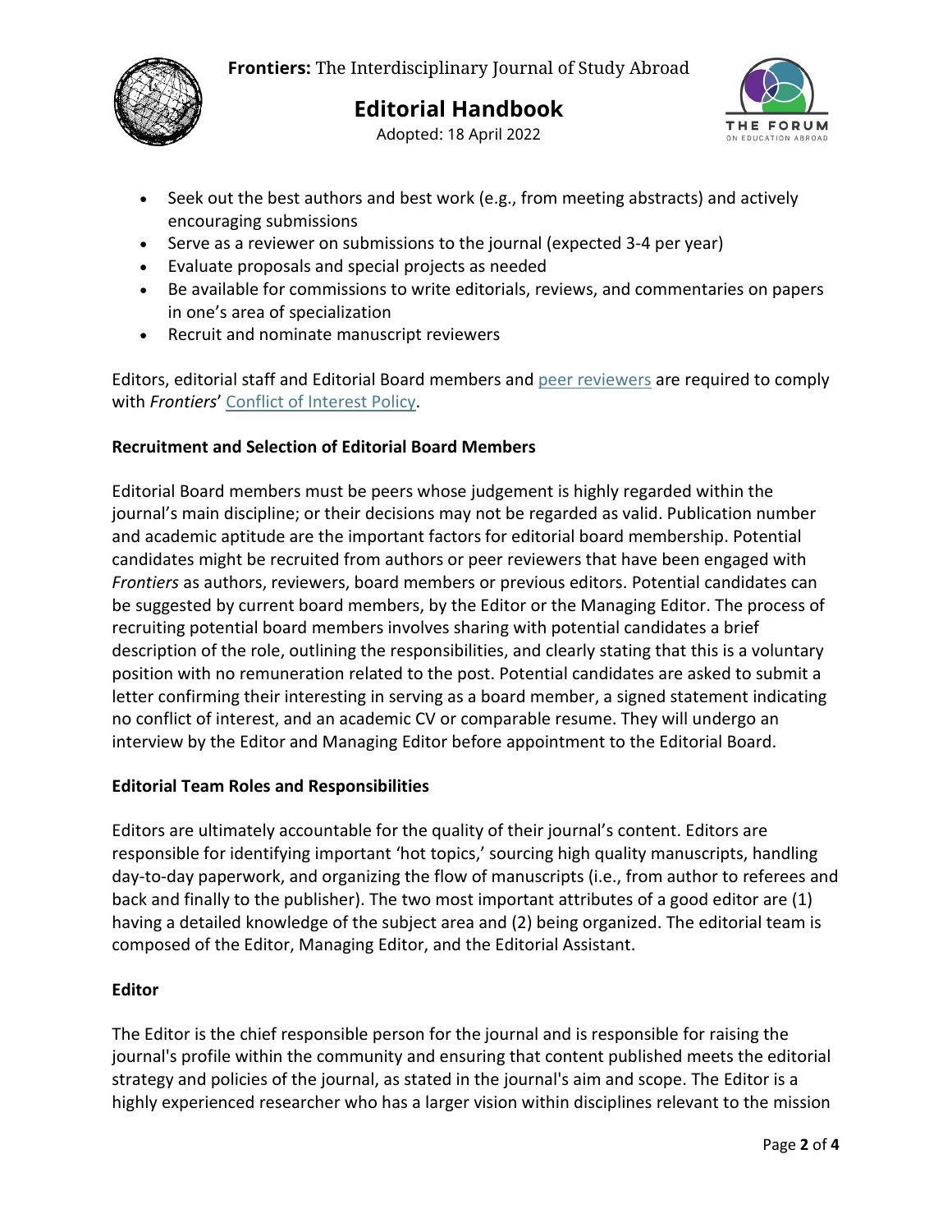- Seek out the best authors and best work (e.g., from meeting abstracts) and actively encouraging submissions
- Serve as a reviewer on submissions to the journal (expected 3-4 per year)
- Evaluate proposals and special projects as needed
- Be available for commissions to write editorials, reviews, and commentaries on papers in one's area of specialization
- Recruit and nominate manuscript reviewers

Editors, editorial staff and Editorial Board members and peer reviewers are required to comply with *Frontiers*' Conflict of Interest Policy.

**Recruitment and Selection of Editorial Board Members**

Editorial Board members must be peers whose judgement is highly regarded within the journal's main discipline; or their decisions may not be regarded as valid. Publication number and academic aptitude are the important factors for editorial board membership. Potential candidates might be recruited from authors or peer reviewers that have been engaged with *Frontiers* as authors, reviewers, board members or previous editors. Potential candidates can be suggested by current board members, by the Editor or the Managing Editor. The process of recruiting potential board members involves sharing with potential candidates a brief description of the role, outlining the responsibilities, and clearly stating that this is a voluntary position with no remuneration related to the post. Potential candidates are asked to submit a letter confirming their interesting in serving as a board member, a signed statement indicating no conflict of interest, and an academic CV or comparable resume. They will undergo an interview by the Editor and Managing Editor before appointment to the Editorial Board.

**Editorial Team Roles and Responsibilities**

Editors are ultimately accountable for the quality of their journal's content. Editors are responsible for identifying important 'hot topics,' sourcing high quality manuscripts, handling day-to-day paperwork, and organizing the flow of manuscripts (i.e., from author to referees and back and finally to the publisher). The two most important attributes of a good editor are (1) having a detailed knowledge of the subject area and (2) being organized. The editorial team is composed of the Editor, Managing Editor, and the Editorial Assistant.

**Editor**

The Editor is the chief responsible person for the journal and is responsible for raising the journal's profile within the community and ensuring that content published meets the editorial strategy and policies of the journal, as stated in the journal's aim and scope. The Editor is a highly experienced researcher who has a larger vision within disciplines relevant to the mission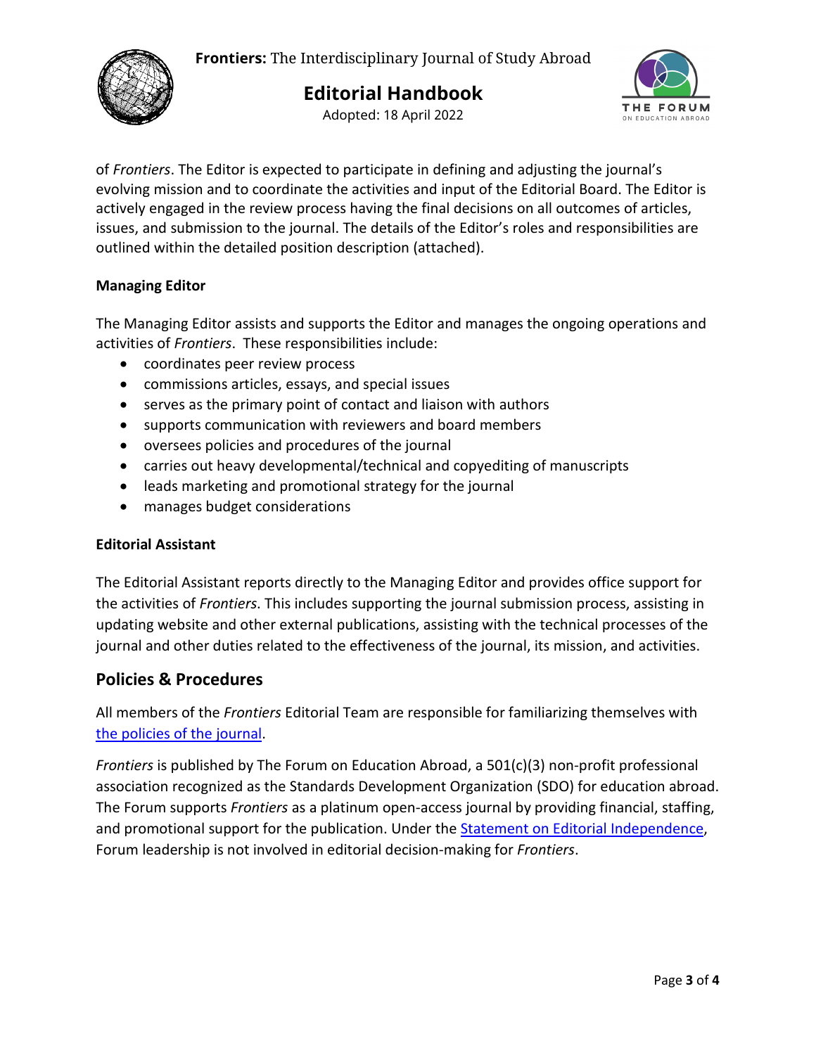of *Frontiers*. The Editor is expected to participate in defining and adjusting the journal's evolving mission and to coordinate the activities and input of the Editorial Board. The Editor is actively engaged in the review process having the final decisions on all outcomes of articles, issues, and submission to the journal. The details of the Editor's roles and responsibilities are outlined within the detailed position description (attached).

**Managing Editor**

The Managing Editor assists and supports the Editor and manages the ongoing operations and activities of *Frontiers*. These responsibilities include:

- coordinates peer review process
- commissions articles, essays, and special issues
- serves as the primary point of contact and liaison with authors
- supports communication with reviewers and board members
- oversees policies and procedures of the journal
- carries out heavy developmental/technical and copyediting of manuscripts
- leads marketing and promotional strategy for the journal
- manages budget considerations

**Editorial Assistant**

The Editorial Assistant reports directly to the Managing Editor and provides office support for the activities of *Frontiers*. This includes supporting the journal submission process, assisting in updating website and other external publications, assisting with the technical processes of the journal and other duties related to the effectiveness of the journal, its mission, and activities.

## Policies & Procedures

All members of the *Frontiers* Editorial Team are responsible for familiarizing themselves with the policies of the journal.

*Frontiers* is published by The Forum on Education Abroad, a 501(c)(3) non-profit professional association recognized as the Standards Development Organization (SDO) for education abroad. The Forum supports *Frontiers* as a platinum open-access journal by providing financial, staffing, and promotional support for the publication. Under the Statement on Editorial Independence, Forum leadership is not involved in editorial decision-making for *Frontiers*.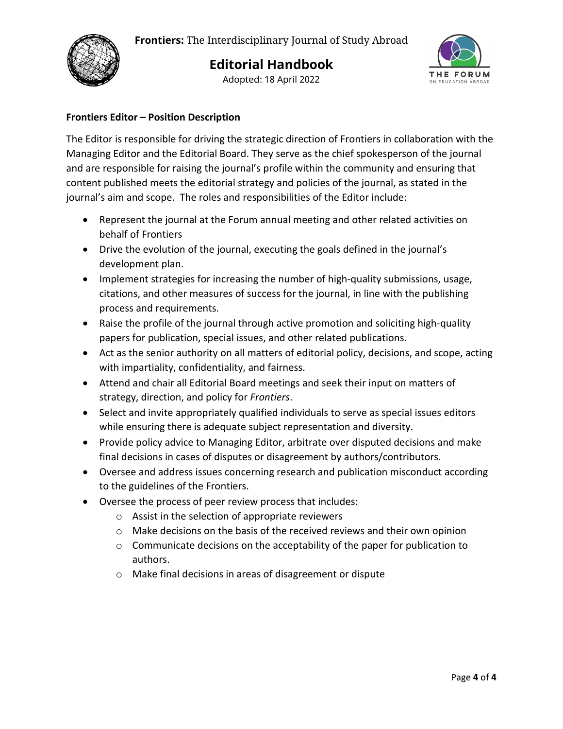**Frontiers Editor – Position Description**

The Editor is responsible for driving the strategic direction of Frontiers in collaboration with the Managing Editor and the Editorial Board. They serve as the chief spokesperson of the journal and are responsible for raising the journal's profile within the community and ensuring that content published meets the editorial strategy and policies of the journal, as stated in the journal's aim and scope. The roles and responsibilities of the Editor include:

- Represent the journal at the Forum annual meeting and other related activities on behalf of Frontiers
- Drive the evolution of the journal, executing the goals defined in the journal's development plan.
- Implement strategies for increasing the number of high-quality submissions, usage, citations, and other measures of success for the journal, in line with the publishing process and requirements.
- Raise the profile of the journal through active promotion and soliciting high-quality papers for publication, special issues, and other related publications.
- Act as the senior authority on all matters of editorial policy, decisions, and scope, acting with impartiality, confidentiality, and fairness.
- Attend and chair all Editorial Board meetings and seek their input on matters of strategy, direction, and policy for *Frontiers*.
- Select and invite appropriately qualified individuals to serve as special issues editors while ensuring there is adequate subject representation and diversity.
- Provide policy advice to Managing Editor, arbitrate over disputed decisions and make final decisions in cases of disputes or disagreement by authors/contributors.
- Oversee and address issues concerning research and publication misconduct according to the guidelines of the Frontiers.
- Oversee the process of peer review process that includes:
    - Assist in the selection of appropriate reviewers
    - Make decisions on the basis of the received reviews and their own opinion
    - Communicate decisions on the acceptability of the paper for publication to authors.
    - Make final decisions in areas of disagreement or dispute